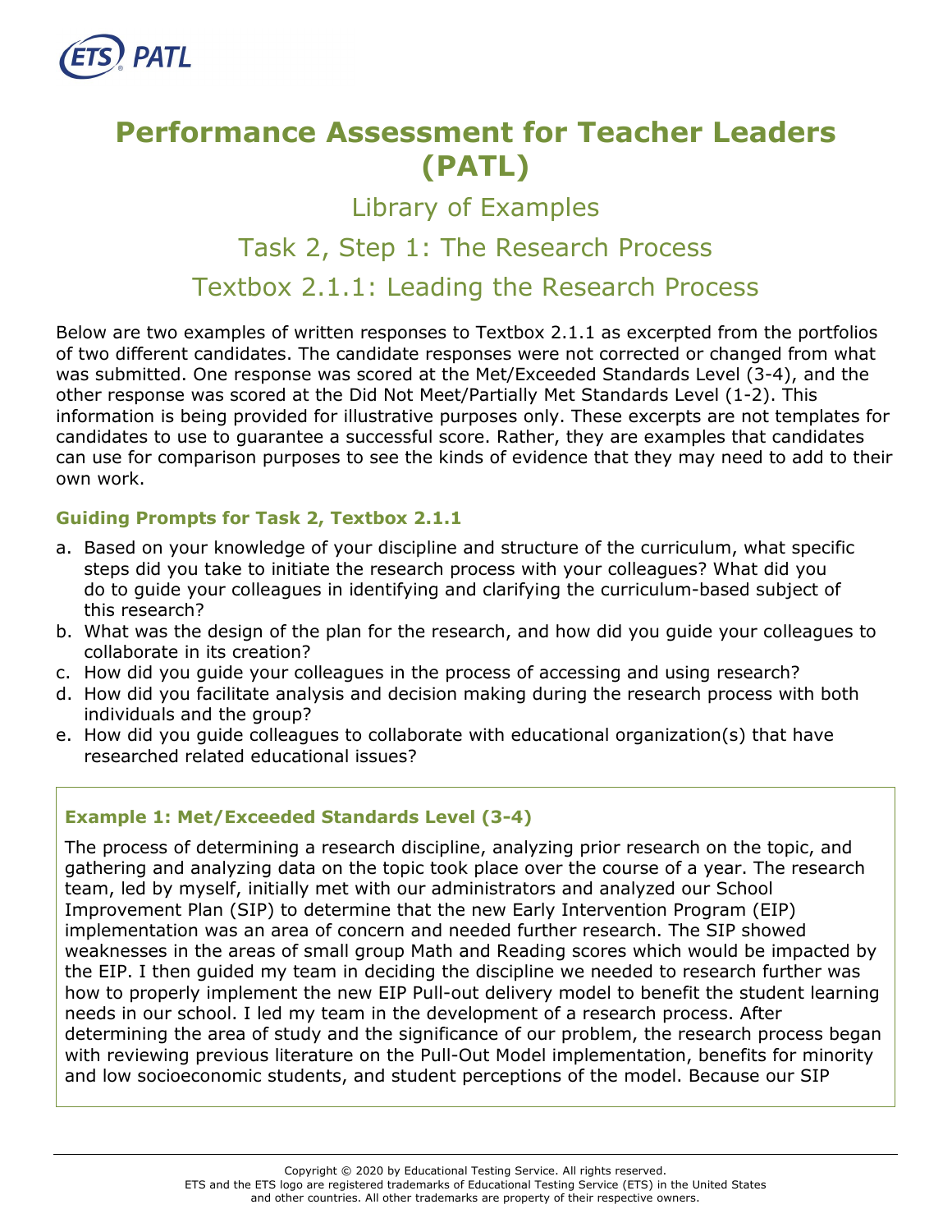# Performance Assessment for Teacher Leaders (PATL)

## Library of Examples

## Task 2, Step 1: The Research Process

## Textbox 2.1.1: Leading the Research Process

Below are two examples of written responses to Textbox 2.1.1 as excerpted from the portfolios of two different candidates. The candidate responses were not corrected or changed from what was submitted. One response was scored at the Met/Exceeded Standards Level (3-4), and the other response was scored at the Did Not Meet/Partially Met Standards Level (1-2). This information is being provided for illustrative purposes only. These excerpts are not templates for candidates to use to guarantee a successful score. Rather, they are examples that candidates can use for comparison purposes to see the kinds of evidence that they may need to add to their own work.

### Guiding Prompts for Task 2, Textbox 2.1.1

a. Based on your knowledge of your discipline and structure of the curriculum, what specific steps did you take to initiate the research process with your colleagues? What did you do to guide your colleagues in identifying and clarifying the curriculum-based subject of this research?
b. What was the design of the plan for the research, and how did you guide your colleagues to collaborate in its creation?
c. How did you guide your colleagues in the process of accessing and using research?
d. How did you facilitate analysis and decision making during the research process with both individuals and the group?
e. How did you guide colleagues to collaborate with educational organization(s) that have researched related educational issues?

### Example 1: Met/Exceeded Standards Level (3-4)

The process of determining a research discipline, analyzing prior research on the topic, and gathering and analyzing data on the topic took place over the course of a year. The research team, led by myself, initially met with our administrators and analyzed our School Improvement Plan (SIP) to determine that the new Early Intervention Program (EIP) implementation was an area of concern and needed further research. The SIP showed weaknesses in the areas of small group Math and Reading scores which would be impacted by the EIP. I then guided my team in deciding the discipline we needed to research further was how to properly implement the new EIP Pull-out delivery model to benefit the student learning needs in our school. I led my team in the development of a research process. After determining the area of study and the significance of our problem, the research process began with reviewing previous literature on the Pull-Out Model implementation, benefits for minority and low socioeconomic students, and student perceptions of the model. Because our SIP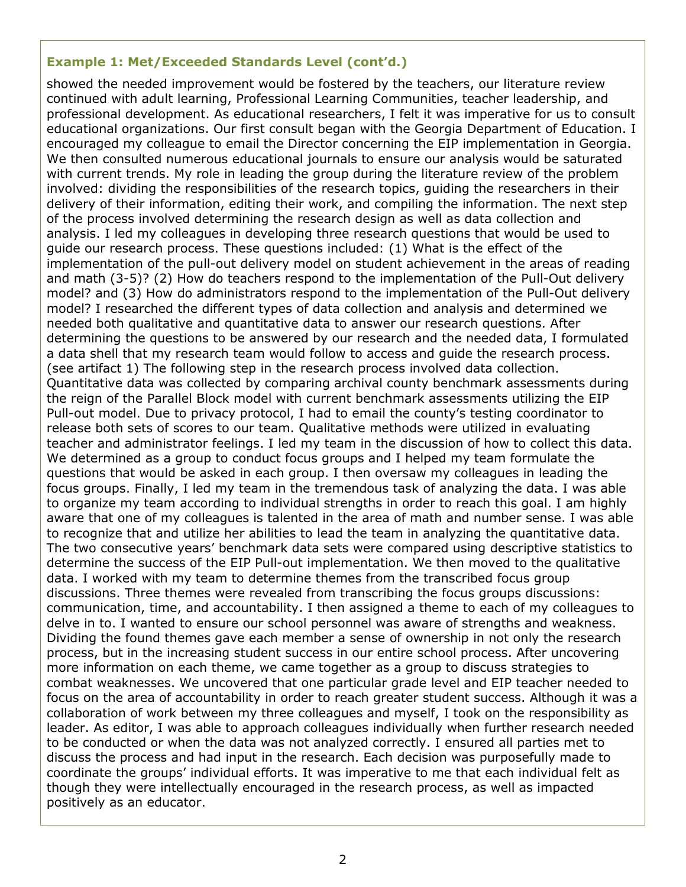### Example 1: Met/Exceeded Standards Level (cont'd.)

showed the needed improvement would be fostered by the teachers, our literature review continued with adult learning, Professional Learning Communities, teacher leadership, and professional development. As educational researchers, I felt it was imperative for us to consult educational organizations. Our first consult began with the Georgia Department of Education. I encouraged my colleague to email the Director concerning the EIP implementation in Georgia. We then consulted numerous educational journals to ensure our analysis would be saturated with current trends. My role in leading the group during the literature review of the problem involved: dividing the responsibilities of the research topics, guiding the researchers in their delivery of their information, editing their work, and compiling the information. The next step of the process involved determining the research design as well as data collection and analysis. I led my colleagues in developing three research questions that would be used to guide our research process. These questions included: (1) What is the effect of the implementation of the pull-out delivery model on student achievement in the areas of reading and math (3-5)? (2) How do teachers respond to the implementation of the Pull-Out delivery model? and (3) How do administrators respond to the implementation of the Pull-Out delivery model? I researched the different types of data collection and analysis and determined we needed both qualitative and quantitative data to answer our research questions. After determining the questions to be answered by our research and the needed data, I formulated a data shell that my research team would follow to access and guide the research process. (see artifact 1) The following step in the research process involved data collection. Quantitative data was collected by comparing archival county benchmark assessments during the reign of the Parallel Block model with current benchmark assessments utilizing the EIP Pull-out model. Due to privacy protocol, I had to email the county's testing coordinator to release both sets of scores to our team. Qualitative methods were utilized in evaluating teacher and administrator feelings. I led my team in the discussion of how to collect this data. We determined as a group to conduct focus groups and I helped my team formulate the questions that would be asked in each group. I then oversaw my colleagues in leading the focus groups. Finally, I led my team in the tremendous task of analyzing the data. I was able to organize my team according to individual strengths in order to reach this goal. I am highly aware that one of my colleagues is talented in the area of math and number sense. I was able to recognize that and utilize her abilities to lead the team in analyzing the quantitative data. The two consecutive years' benchmark data sets were compared using descriptive statistics to determine the success of the EIP Pull-out implementation. We then moved to the qualitative data. I worked with my team to determine themes from the transcribed focus group discussions. Three themes were revealed from transcribing the focus groups discussions: communication, time, and accountability. I then assigned a theme to each of my colleagues to delve in to. I wanted to ensure our school personnel was aware of strengths and weakness. Dividing the found themes gave each member a sense of ownership in not only the research process, but in the increasing student success in our entire school process. After uncovering more information on each theme, we came together as a group to discuss strategies to combat weaknesses. We uncovered that one particular grade level and EIP teacher needed to focus on the area of accountability in order to reach greater student success. Although it was a collaboration of work between my three colleagues and myself, I took on the responsibility as leader. As editor, I was able to approach colleagues individually when further research needed to be conducted or when the data was not analyzed correctly. I ensured all parties met to discuss the process and had input in the research. Each decision was purposefully made to coordinate the groups' individual efforts. It was imperative to me that each individual felt as though they were intellectually encouraged in the research process, as well as impacted positively as an educator.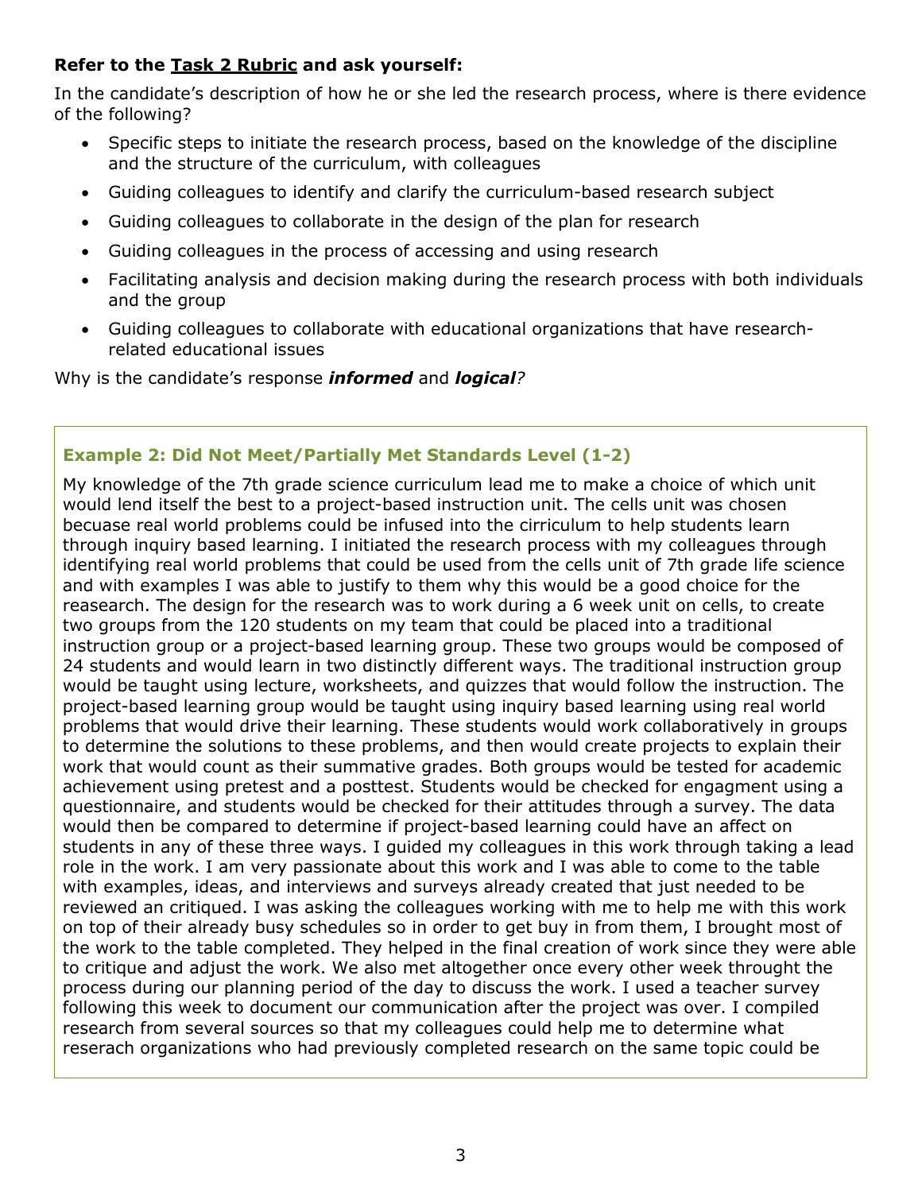**Refer to the Task 2 Rubric and ask yourself:**

In the candidate's description of how he or she led the research process, where is there evidence of the following?

- Specific steps to initiate the research process, based on the knowledge of the discipline and the structure of the curriculum, with colleagues
- Guiding colleagues to identify and clarify the curriculum-based research subject
- Guiding colleagues to collaborate in the design of the plan for research
- Guiding colleagues in the process of accessing and using research
- Facilitating analysis and decision making during the research process with both individuals and the group
- Guiding colleagues to collaborate with educational organizations that have research-related educational issues

Why is the candidate's response ***informed*** and ***logical****?*

### Example 2: Did Not Meet/Partially Met Standards Level (1-2)

My knowledge of the 7th grade science curriculum lead me to make a choice of which unit would lend itself the best to a project-based instruction unit. The cells unit was chosen becuase real world problems could be infused into the cirriculum to help students learn through inquiry based learning. I initiated the research process with my colleagues through identifying real world problems that could be used from the cells unit of 7th grade life science and with examples I was able to justify to them why this would be a good choice for the reasearch. The design for the research was to work during a 6 week unit on cells, to create two groups from the 120 students on my team that could be placed into a traditional instruction group or a project-based learning group. These two groups would be composed of 24 students and would learn in two distinctly different ways. The traditional instruction group would be taught using lecture, worksheets, and quizzes that would follow the instruction. The project-based learning group would be taught using inquiry based learning using real world problems that would drive their learning. These students would work collaboratively in groups to determine the solutions to these problems, and then would create projects to explain their work that would count as their summative grades. Both groups would be tested for academic achievement using pretest and a posttest. Students would be checked for engagment using a questionnaire, and students would be checked for their attitudes through a survey. The data would then be compared to determine if project-based learning could have an affect on students in any of these three ways. I guided my colleagues in this work through taking a lead role in the work. I am very passionate about this work and I was able to come to the table with examples, ideas, and interviews and surveys already created that just needed to be reviewed an critiqued. I was asking the colleagues working with me to help me with this work on top of their already busy schedules so in order to get buy in from them, I brought most of the work to the table completed. They helped in the final creation of work since they were able to critique and adjust the work. We also met altogether once every other week throught the process during our planning period of the day to discuss the work. I used a teacher survey following this week to document our communication after the project was over. I compiled research from several sources so that my colleagues could help me to determine what reserach organizations who had previously completed research on the same topic could be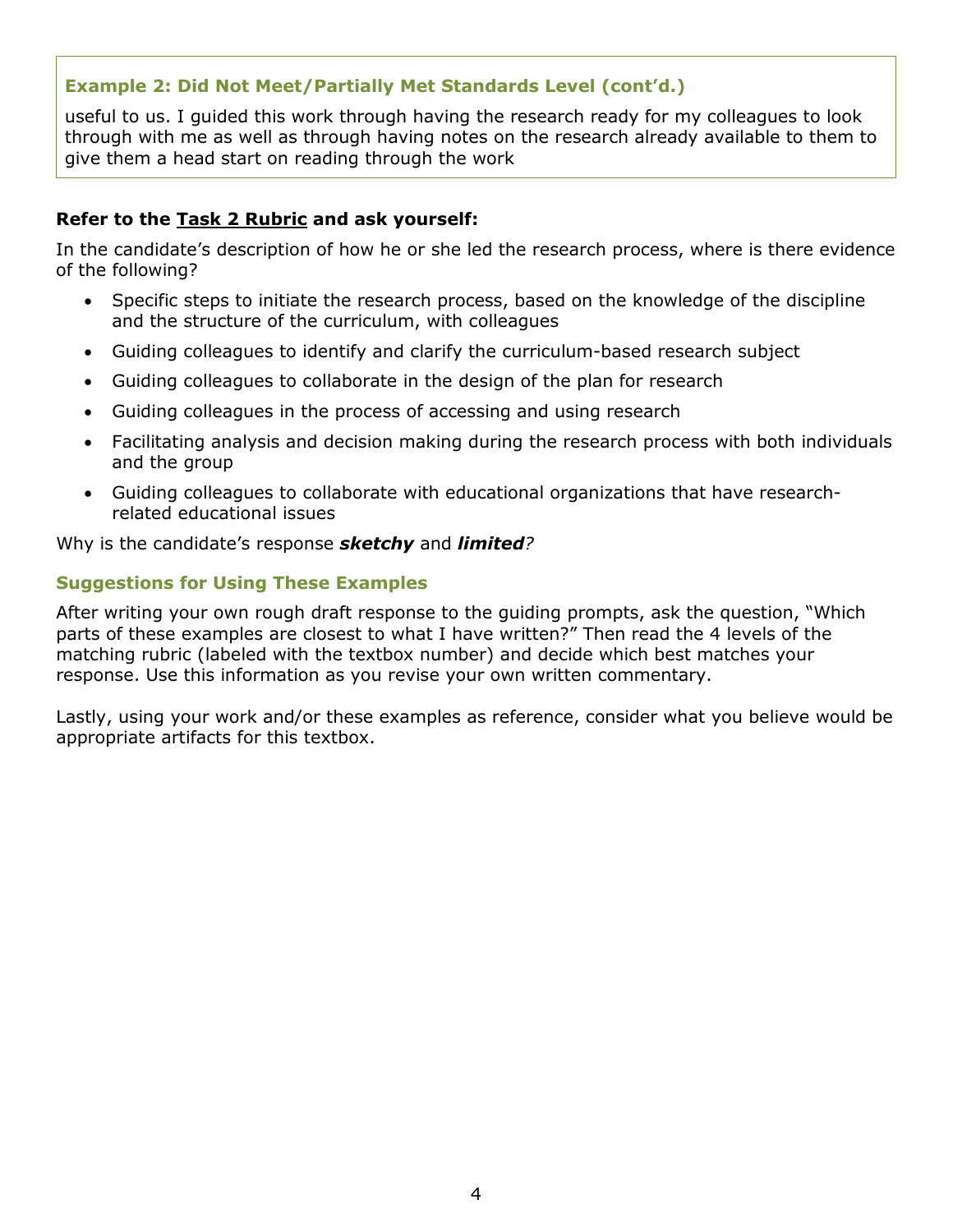### Example 2: Did Not Meet/Partially Met Standards Level (cont'd.)

useful to us. I guided this work through having the research ready for my colleagues to look through with me as well as through having notes on the research already available to them to give them a head start on reading through the work

**Refer to the Task 2 Rubric and ask yourself:**

In the candidate's description of how he or she led the research process, where is there evidence of the following?

- Specific steps to initiate the research process, based on the knowledge of the discipline and the structure of the curriculum, with colleagues
- Guiding colleagues to identify and clarify the curriculum-based research subject
- Guiding colleagues to collaborate in the design of the plan for research
- Guiding colleagues in the process of accessing and using research
- Facilitating analysis and decision making during the research process with both individuals and the group
- Guiding colleagues to collaborate with educational organizations that have research-related educational issues

Why is the candidate's response ***sketchy*** and ***limited***?

### Suggestions for Using These Examples

After writing your own rough draft response to the guiding prompts, ask the question, "Which parts of these examples are closest to what I have written?" Then read the 4 levels of the matching rubric (labeled with the textbox number) and decide which best matches your response. Use this information as you revise your own written commentary.

Lastly, using your work and/or these examples as reference, consider what you believe would be appropriate artifacts for this textbox.